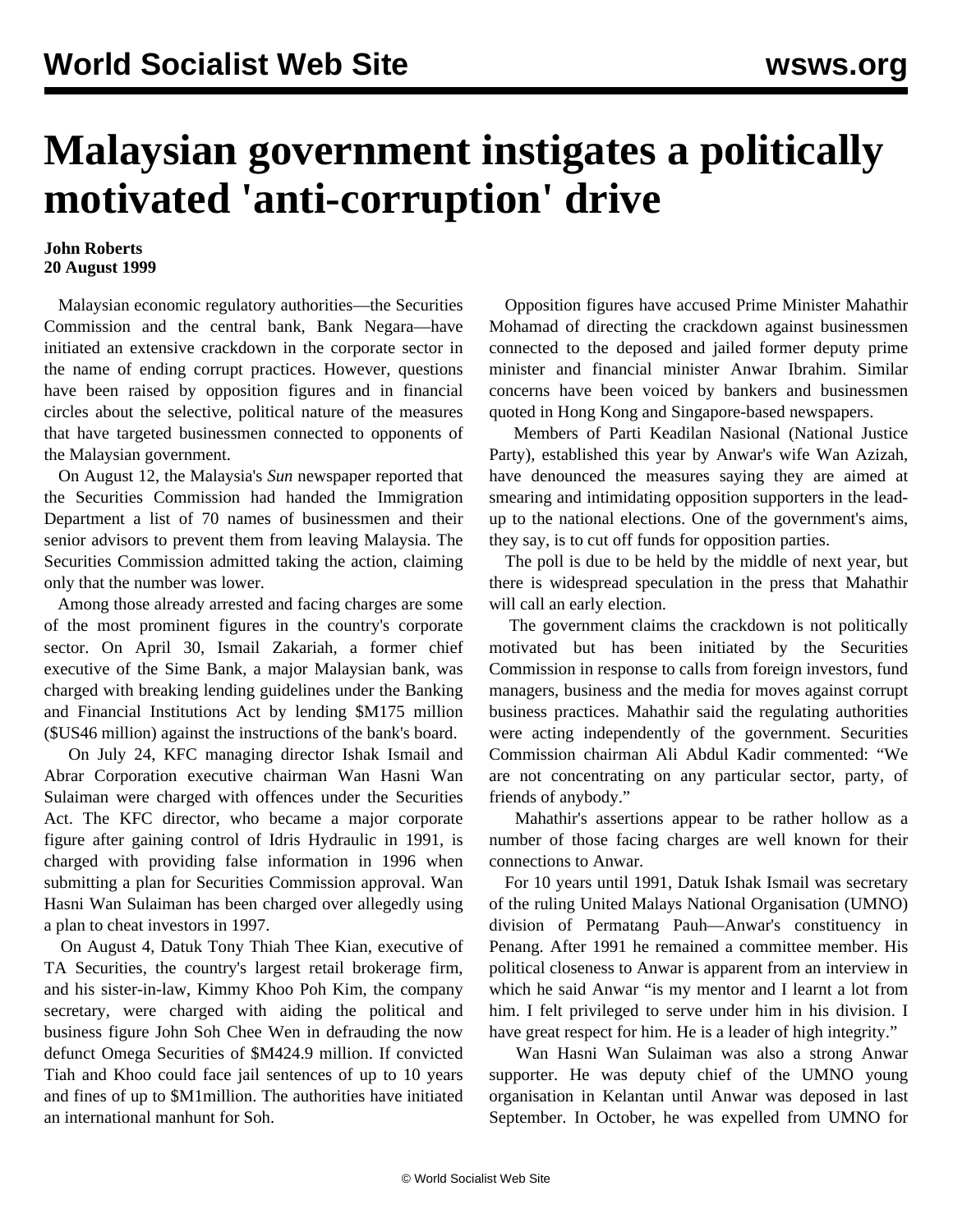# Malaysian government instigates a politically motivated 'anti-corruption' drive

**John Roberts**
**20 August 1999**

Malaysian economic regulatory authorities—the Securities Commission and the central bank, Bank Negara—have initiated an extensive crackdown in the corporate sector in the name of ending corrupt practices. However, questions have been raised by opposition figures and in financial circles about the selective, political nature of the measures that have targeted businessmen connected to opponents of the Malaysian government.

On August 12, the Malaysia's *Sun* newspaper reported that the Securities Commission had handed the Immigration Department a list of 70 names of businessmen and their senior advisors to prevent them from leaving Malaysia. The Securities Commission admitted taking the action, claiming only that the number was lower.

Among those already arrested and facing charges are some of the most prominent figures in the country's corporate sector. On April 30, Ismail Zakariah, a former chief executive of the Sime Bank, a major Malaysian bank, was charged with breaking lending guidelines under the Banking and Financial Institutions Act by lending $M175 million ($US46 million) against the instructions of the bank's board.

On July 24, KFC managing director Ishak Ismail and Abrar Corporation executive chairman Wan Hasni Wan Sulaiman were charged with offences under the Securities Act. The KFC director, who became a major corporate figure after gaining control of Idris Hydraulic in 1991, is charged with providing false information in 1996 when submitting a plan for Securities Commission approval. Wan Hasni Wan Sulaiman has been charged over allegedly using a plan to cheat investors in 1997.

On August 4, Datuk Tony Thiah Thee Kian, executive of TA Securities, the country's largest retail brokerage firm, and his sister-in-law, Kimmy Khoo Poh Kim, the company secretary, were charged with aiding the political and business figure John Soh Chee Wen in defrauding the now defunct Omega Securities of $M424.9 million. If convicted Tiah and Khoo could face jail sentences of up to 10 years and fines of up to $M1million. The authorities have initiated an international manhunt for Soh.

Opposition figures have accused Prime Minister Mahathir Mohamad of directing the crackdown against businessmen connected to the deposed and jailed former deputy prime minister and financial minister Anwar Ibrahim. Similar concerns have been voiced by bankers and businessmen quoted in Hong Kong and Singapore-based newspapers.

Members of Parti Keadilan Nasional (National Justice Party), established this year by Anwar's wife Wan Azizah, have denounced the measures saying they are aimed at smearing and intimidating opposition supporters in the lead-up to the national elections. One of the government's aims, they say, is to cut off funds for opposition parties.

The poll is due to be held by the middle of next year, but there is widespread speculation in the press that Mahathir will call an early election.

The government claims the crackdown is not politically motivated but has been initiated by the Securities Commission in response to calls from foreign investors, fund managers, business and the media for moves against corrupt business practices. Mahathir said the regulating authorities were acting independently of the government. Securities Commission chairman Ali Abdul Kadir commented: “We are not concentrating on any particular sector, party, of friends of anybody.”

Mahathir's assertions appear to be rather hollow as a number of those facing charges are well known for their connections to Anwar.

For 10 years until 1991, Datuk Ishak Ismail was secretary of the ruling United Malays National Organisation (UMNO) division of Permatang Pauh—Anwar's constituency in Penang. After 1991 he remained a committee member. His political closeness to Anwar is apparent from an interview in which he said Anwar “is my mentor and I learnt a lot from him. I felt privileged to serve under him in his division. I have great respect for him. He is a leader of high integrity.”

Wan Hasni Wan Sulaiman was also a strong Anwar supporter. He was deputy chief of the UMNO young organisation in Kelantan until Anwar was deposed in last September. In October, he was expelled from UMNO for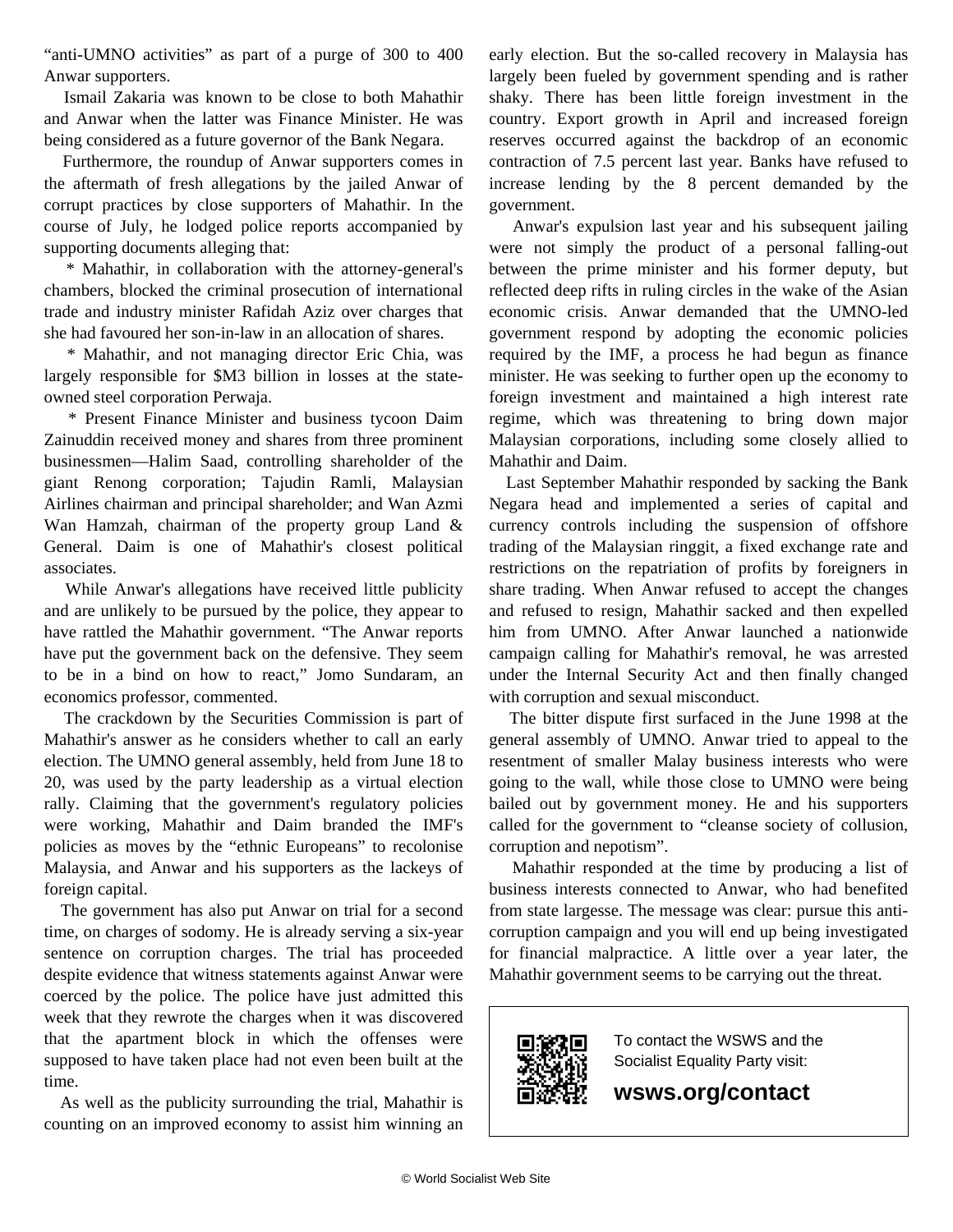"anti-UMNO activities" as part of a purge of 300 to 400 Anwar supporters.

Ismail Zakaria was known to be close to both Mahathir and Anwar when the latter was Finance Minister. He was being considered as a future governor of the Bank Negara.

Furthermore, the roundup of Anwar supporters comes in the aftermath of fresh allegations by the jailed Anwar of corrupt practices by close supporters of Mahathir. In the course of July, he lodged police reports accompanied by supporting documents alleging that:

* Mahathir, in collaboration with the attorney-general's chambers, blocked the criminal prosecution of international trade and industry minister Rafidah Aziz over charges that she had favoured her son-in-law in an allocation of shares.

* Mahathir, and not managing director Eric Chia, was largely responsible for $M3 billion in losses at the state-owned steel corporation Perwaja.

* Present Finance Minister and business tycoon Daim Zainuddin received money and shares from three prominent businessmen—Halim Saad, controlling shareholder of the giant Renong corporation; Tajudin Ramli, Malaysian Airlines chairman and principal shareholder; and Wan Azmi Wan Hamzah, chairman of the property group Land & General. Daim is one of Mahathir's closest political associates.

While Anwar's allegations have received little publicity and are unlikely to be pursued by the police, they appear to have rattled the Mahathir government. "The Anwar reports have put the government back on the defensive. They seem to be in a bind on how to react," Jomo Sundaram, an economics professor, commented.

The crackdown by the Securities Commission is part of Mahathir's answer as he considers whether to call an early election. The UMNO general assembly, held from June 18 to 20, was used by the party leadership as a virtual election rally. Claiming that the government's regulatory policies were working, Mahathir and Daim branded the IMF's policies as moves by the "ethnic Europeans" to recolonise Malaysia, and Anwar and his supporters as the lackeys of foreign capital.

The government has also put Anwar on trial for a second time, on charges of sodomy. He is already serving a six-year sentence on corruption charges. The trial has proceeded despite evidence that witness statements against Anwar were coerced by the police. The police have just admitted this week that they rewrote the charges when it was discovered that the apartment block in which the offenses were supposed to have taken place had not even been built at the time.

As well as the publicity surrounding the trial, Mahathir is counting on an improved economy to assist him winning an early election. But the so-called recovery in Malaysia has largely been fueled by government spending and is rather shaky. There has been little foreign investment in the country. Export growth in April and increased foreign reserves occurred against the backdrop of an economic contraction of 7.5 percent last year. Banks have refused to increase lending by the 8 percent demanded by the government.

Anwar's expulsion last year and his subsequent jailing were not simply the product of a personal falling-out between the prime minister and his former deputy, but reflected deep rifts in ruling circles in the wake of the Asian economic crisis. Anwar demanded that the UMNO-led government respond by adopting the economic policies required by the IMF, a process he had begun as finance minister. He was seeking to further open up the economy to foreign investment and maintained a high interest rate regime, which was threatening to bring down major Malaysian corporations, including some closely allied to Mahathir and Daim.

Last September Mahathir responded by sacking the Bank Negara head and implemented a series of capital and currency controls including the suspension of offshore trading of the Malaysian ringgit, a fixed exchange rate and restrictions on the repatriation of profits by foreigners in share trading. When Anwar refused to accept the changes and refused to resign, Mahathir sacked and then expelled him from UMNO. After Anwar launched a nationwide campaign calling for Mahathir's removal, he was arrested under the Internal Security Act and then finally changed with corruption and sexual misconduct.

The bitter dispute first surfaced in the June 1998 at the general assembly of UMNO. Anwar tried to appeal to the resentment of smaller Malay business interests who were going to the wall, while those close to UMNO were being bailed out by government money. He and his supporters called for the government to "cleanse society of collusion, corruption and nepotism".

Mahathir responded at the time by producing a list of business interests connected to Anwar, who had benefited from state largesse. The message was clear: pursue this anti-corruption campaign and you will end up being investigated for financial malpractice. A little over a year later, the Mahathir government seems to be carrying out the threat.

To contact the WSWS and the Socialist Equality Party visit:

**wsws.org/contact**